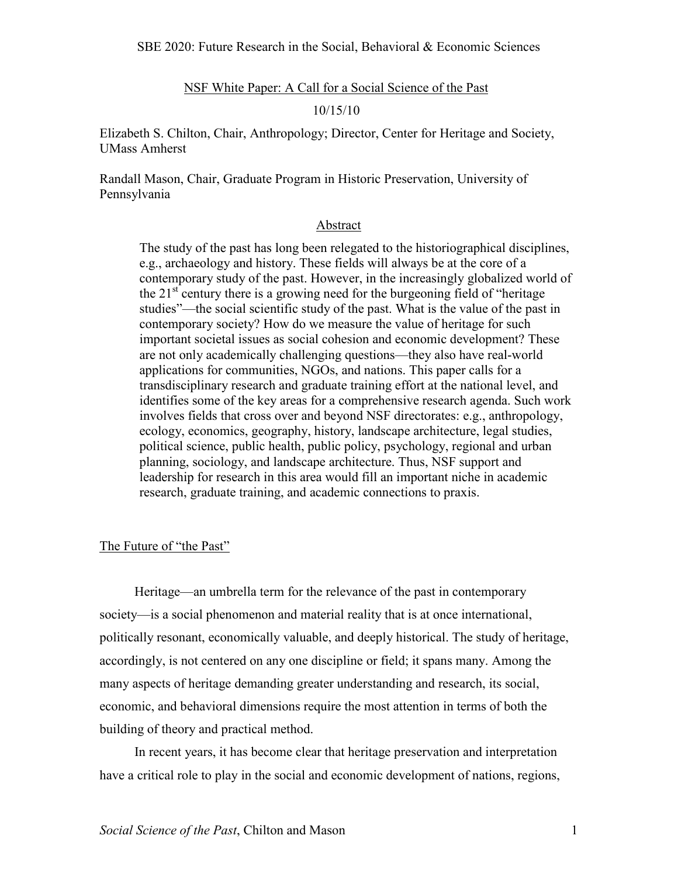SBE 2020: Future Research in the Social, Behavioral & Economic Sciences

NSF White Paper: A Call for a Social Science of the Past

10/15/10

Elizabeth S. Chilton, Chair, Anthropology; Director, Center for Heritage and Society, UMass Amherst

Randall Mason, Chair, Graduate Program in Historic Preservation, University of Pennsylvania

## Abstract

The study of the past has long been relegated to the historiographical disciplines, e.g., archaeology and history. These fields will always be at the core of a contemporary study of the past. However, in the increasingly globalized world of the 21st century there is a growing need for the burgeoning field of "heritage studies"—the social scientific study of the past. What is the value of the past in contemporary society? How do we measure the value of heritage for such important societal issues as social cohesion and economic development? These are not only academically challenging questions—they also have real-world applications for communities, NGOs, and nations. This paper calls for a transdisciplinary research and graduate training effort at the national level, and identifies some of the key areas for a comprehensive research agenda. Such work involves fields that cross over and beyond NSF directorates: e.g., anthropology, ecology, economics, geography, history, landscape architecture, legal studies, political science, public health, public policy, psychology, regional and urban planning, sociology, and landscape architecture. Thus, NSF support and leadership for research in this area would fill an important niche in academic research, graduate training, and academic connections to praxis.

## The Future of "the Past"

Heritage—an umbrella term for the relevance of the past in contemporary society—is a social phenomenon and material reality that is at once international, politically resonant, economically valuable, and deeply historical. The study of heritage, accordingly, is not centered on any one discipline or field; it spans many. Among the many aspects of heritage demanding greater understanding and research, its social, economic, and behavioral dimensions require the most attention in terms of both the building of theory and practical method.

In recent years, it has become clear that heritage preservation and interpretation have a critical role to play in the social and economic development of nations, regions,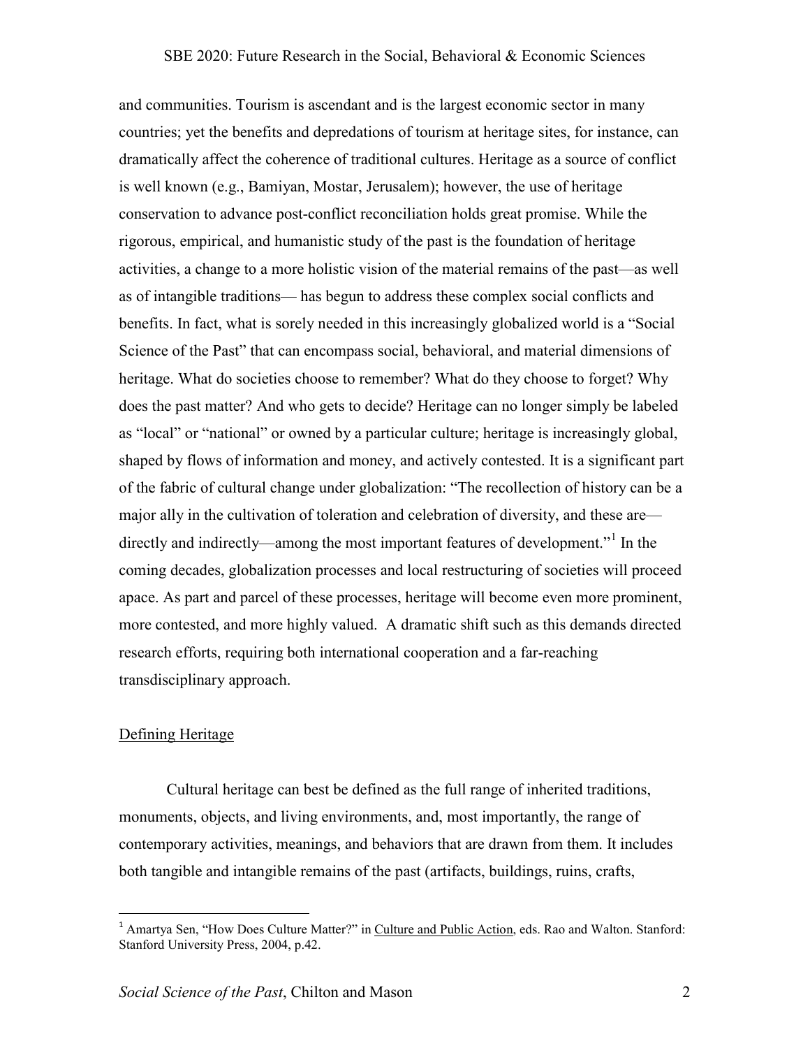and communities. Tourism is ascendant and is the largest economic sector in many countries; yet the benefits and depredations of tourism at heritage sites, for instance, can dramatically affect the coherence of traditional cultures. Heritage as a source of conflict is well known (e.g., Bamiyan, Mostar, Jerusalem); however, the use of heritage conservation to advance post-conflict reconciliation holds great promise. While the rigorous, empirical, and humanistic study of the past is the foundation of heritage activities, a change to a more holistic vision of the material remains of the past—as well as of intangible traditions— has begun to address these complex social conflicts and benefits. In fact, what is sorely needed in this increasingly globalized world is a "Social Science of the Past" that can encompass social, behavioral, and material dimensions of heritage. What do societies choose to remember? What do they choose to forget? Why does the past matter? And who gets to decide? Heritage can no longer simply be labeled as "local" or "national" or owned by a particular culture; heritage is increasingly global, shaped by flows of information and money, and actively contested. It is a significant part of the fabric of cultural change under globalization: "The recollection of history can be a major ally in the cultivation of toleration and celebration of diversity, and these are—directly and indirectly—among the most important features of development."[1] In the coming decades, globalization processes and local restructuring of societies will proceed apace. As part and parcel of these processes, heritage will become even more prominent, more contested, and more highly valued. A dramatic shift such as this demands directed research efforts, requiring both international cooperation and a far-reaching transdisciplinary approach.

## Defining Heritage

Cultural heritage can best be defined as the full range of inherited traditions, monuments, objects, and living environments, and, most importantly, the range of contemporary activities, meanings, and behaviors that are drawn from them. It includes both tangible and intangible remains of the past (artifacts, buildings, ruins, crafts,

---

[1] Amartya Sen, "How Does Culture Matter?" in Culture and Public Action, eds. Rao and Walton. Stanford: Stanford University Press, 2004, p.42.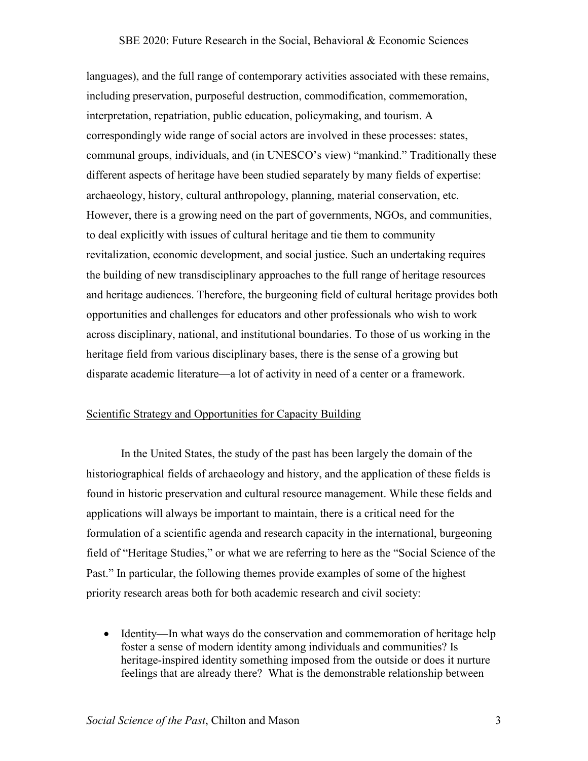languages), and the full range of contemporary activities associated with these remains, including preservation, purposeful destruction, commodification, commemoration, interpretation, repatriation, public education, policymaking, and tourism. A correspondingly wide range of social actors are involved in these processes: states, communal groups, individuals, and (in UNESCO's view) "mankind." Traditionally these different aspects of heritage have been studied separately by many fields of expertise: archaeology, history, cultural anthropology, planning, material conservation, etc. However, there is a growing need on the part of governments, NGOs, and communities, to deal explicitly with issues of cultural heritage and tie them to community revitalization, economic development, and social justice. Such an undertaking requires the building of new transdisciplinary approaches to the full range of heritage resources and heritage audiences. Therefore, the burgeoning field of cultural heritage provides both opportunities and challenges for educators and other professionals who wish to work across disciplinary, national, and institutional boundaries. To those of us working in the heritage field from various disciplinary bases, there is the sense of a growing but disparate academic literature—a lot of activity in need of a center or a framework.

## Scientific Strategy and Opportunities for Capacity Building

In the United States, the study of the past has been largely the domain of the historiographical fields of archaeology and history, and the application of these fields is found in historic preservation and cultural resource management. While these fields and applications will always be important to maintain, there is a critical need for the formulation of a scientific agenda and research capacity in the international, burgeoning field of "Heritage Studies," or what we are referring to here as the "Social Science of the Past." In particular, the following themes provide examples of some of the highest priority research areas both for both academic research and civil society:

- Identity—In what ways do the conservation and commemoration of heritage help foster a sense of modern identity among individuals and communities? Is heritage-inspired identity something imposed from the outside or does it nurture feelings that are already there? What is the demonstrable relationship between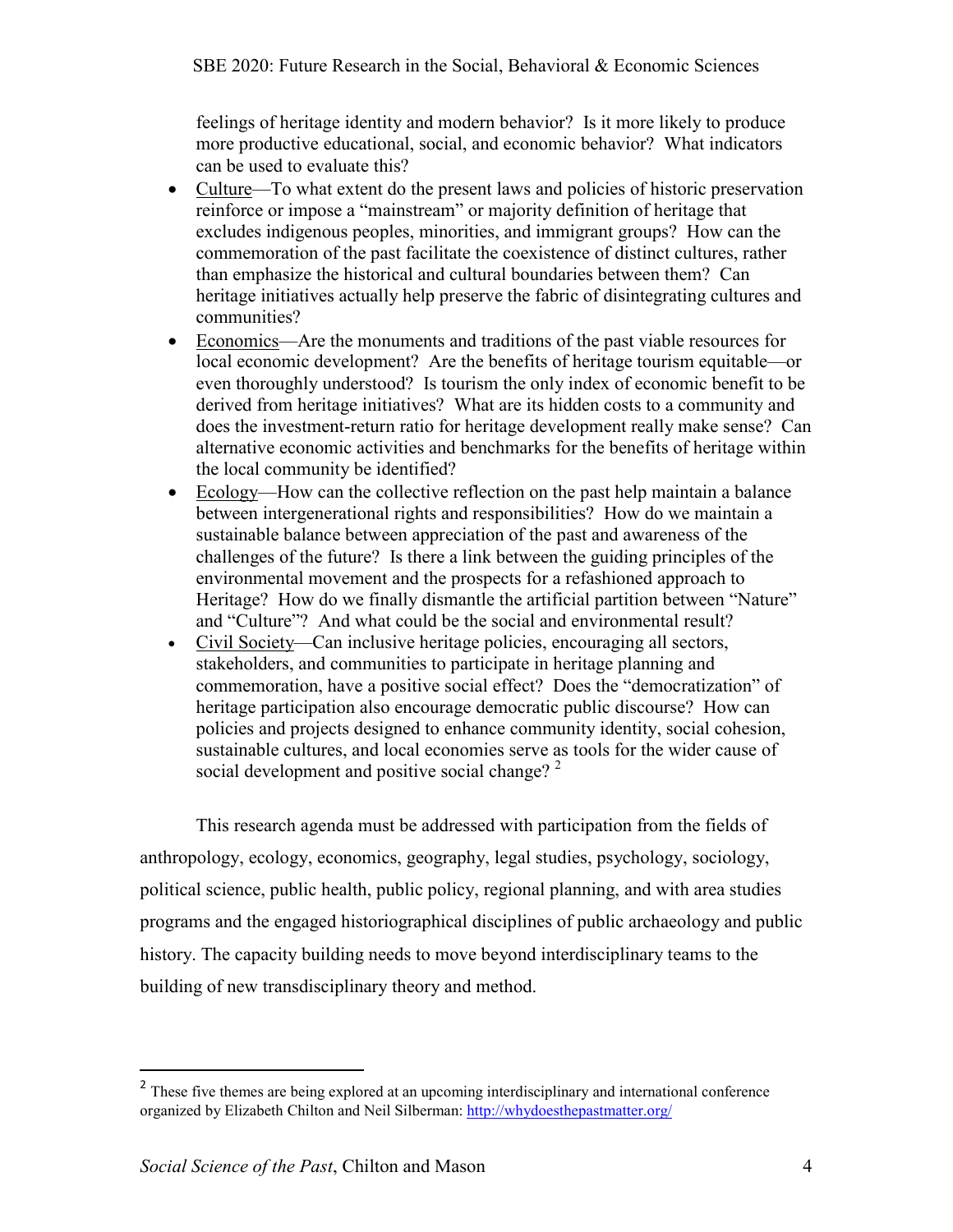feelings of heritage identity and modern behavior? Is it more likely to produce more productive educational, social, and economic behavior? What indicators can be used to evaluate this?

- Culture—To what extent do the present laws and policies of historic preservation reinforce or impose a "mainstream" or majority definition of heritage that excludes indigenous peoples, minorities, and immigrant groups? How can the commemoration of the past facilitate the coexistence of distinct cultures, rather than emphasize the historical and cultural boundaries between them? Can heritage initiatives actually help preserve the fabric of disintegrating cultures and communities?
- Economics—Are the monuments and traditions of the past viable resources for local economic development? Are the benefits of heritage tourism equitable—or even thoroughly understood? Is tourism the only index of economic benefit to be derived from heritage initiatives? What are its hidden costs to a community and does the investment-return ratio for heritage development really make sense? Can alternative economic activities and benchmarks for the benefits of heritage within the local community be identified?
- Ecology—How can the collective reflection on the past help maintain a balance between intergenerational rights and responsibilities? How do we maintain a sustainable balance between appreciation of the past and awareness of the challenges of the future? Is there a link between the guiding principles of the environmental movement and the prospects for a refashioned approach to Heritage? How do we finally dismantle the artificial partition between "Nature" and "Culture"? And what could be the social and environmental result?
- Civil Society—Can inclusive heritage policies, encouraging all sectors, stakeholders, and communities to participate in heritage planning and commemoration, have a positive social effect? Does the "democratization" of heritage participation also encourage democratic public discourse? How can policies and projects designed to enhance community identity, social cohesion, sustainable cultures, and local economies serve as tools for the wider cause of social development and positive social change? [2]

This research agenda must be addressed with participation from the fields of anthropology, ecology, economics, geography, legal studies, psychology, sociology, political science, public health, public policy, regional planning, and with area studies programs and the engaged historiographical disciplines of public archaeology and public history. The capacity building needs to move beyond interdisciplinary teams to the building of new transdisciplinary theory and method.

---

[2] These five themes are being explored at an upcoming interdisciplinary and international conference organized by Elizabeth Chilton and Neil Silberman: http://whydoesthepastmatter.org/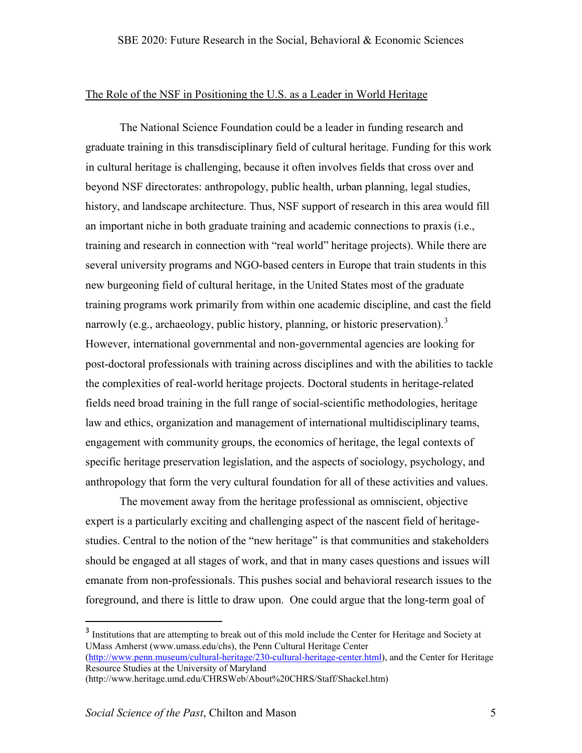## The Role of the NSF in Positioning the U.S. as a Leader in World Heritage

The National Science Foundation could be a leader in funding research and graduate training in this transdisciplinary field of cultural heritage. Funding for this work in cultural heritage is challenging, because it often involves fields that cross over and beyond NSF directorates: anthropology, public health, urban planning, legal studies, history, and landscape architecture. Thus, NSF support of research in this area would fill an important niche in both graduate training and academic connections to praxis (i.e., training and research in connection with "real world" heritage projects). While there are several university programs and NGO-based centers in Europe that train students in this new burgeoning field of cultural heritage, in the United States most of the graduate training programs work primarily from within one academic discipline, and cast the field narrowly (e.g., archaeology, public history, planning, or historic preservation).[3] However, international governmental and non-governmental agencies are looking for post-doctoral professionals with training across disciplines and with the abilities to tackle the complexities of real-world heritage projects. Doctoral students in heritage-related fields need broad training in the full range of social-scientific methodologies, heritage law and ethics, organization and management of international multidisciplinary teams, engagement with community groups, the economics of heritage, the legal contexts of specific heritage preservation legislation, and the aspects of sociology, psychology, and anthropology that form the very cultural foundation for all of these activities and values.

The movement away from the heritage professional as omniscient, objective expert is a particularly exciting and challenging aspect of the nascent field of heritage-studies. Central to the notion of the "new heritage" is that communities and stakeholders should be engaged at all stages of work, and that in many cases questions and issues will emanate from non-professionals. This pushes social and behavioral research issues to the foreground, and there is little to draw upon. One could argue that the long-term goal of

[3] Institutions that are attempting to break out of this mold include the Center for Heritage and Society at UMass Amherst (www.umass.edu/chs), the Penn Cultural Heritage Center (http://www.penn.museum/cultural-heritage/230-cultural-heritage-center.html), and the Center for Heritage Resource Studies at the University of Maryland (http://www.heritage.umd.edu/CHRSWeb/About%20CHRS/Staff/Shackel.htm)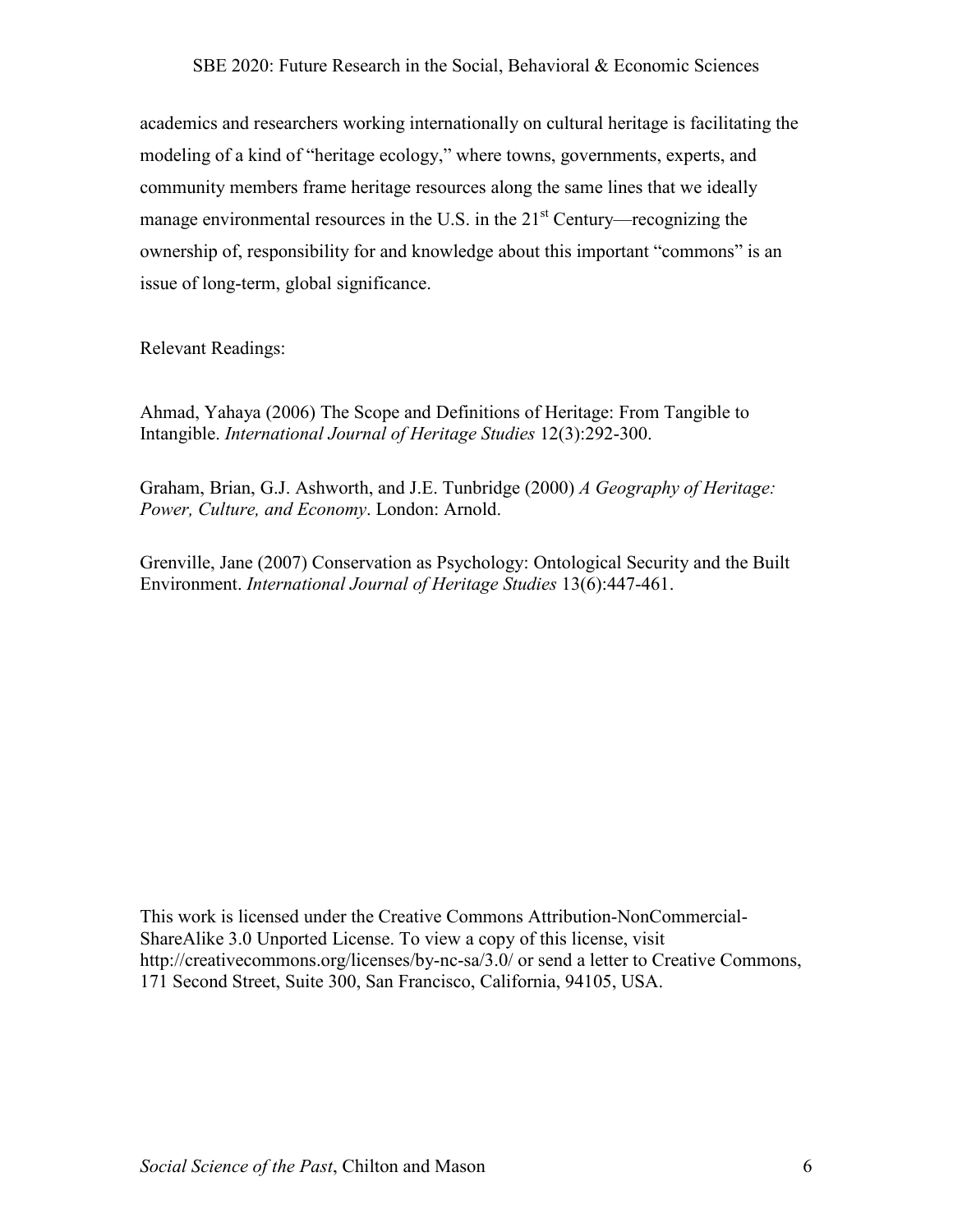academics and researchers working internationally on cultural heritage is facilitating the modeling of a kind of "heritage ecology," where towns, governments, experts, and community members frame heritage resources along the same lines that we ideally manage environmental resources in the U.S. in the 21st Century—recognizing the ownership of, responsibility for and knowledge about this important "commons" is an issue of long-term, global significance.

Relevant Readings:

Ahmad, Yahaya (2006) The Scope and Definitions of Heritage: From Tangible to Intangible. *International Journal of Heritage Studies* 12(3):292-300.

Graham, Brian, G.J. Ashworth, and J.E. Tunbridge (2000) *A Geography of Heritage: Power, Culture, and Economy*. London: Arnold.

Grenville, Jane (2007) Conservation as Psychology: Ontological Security and the Built Environment. *International Journal of Heritage Studies* 13(6):447-461.

This work is licensed under the Creative Commons Attribution-NonCommercial-ShareAlike 3.0 Unported License. To view a copy of this license, visit http://creativecommons.org/licenses/by-nc-sa/3.0/ or send a letter to Creative Commons, 171 Second Street, Suite 300, San Francisco, California, 94105, USA.